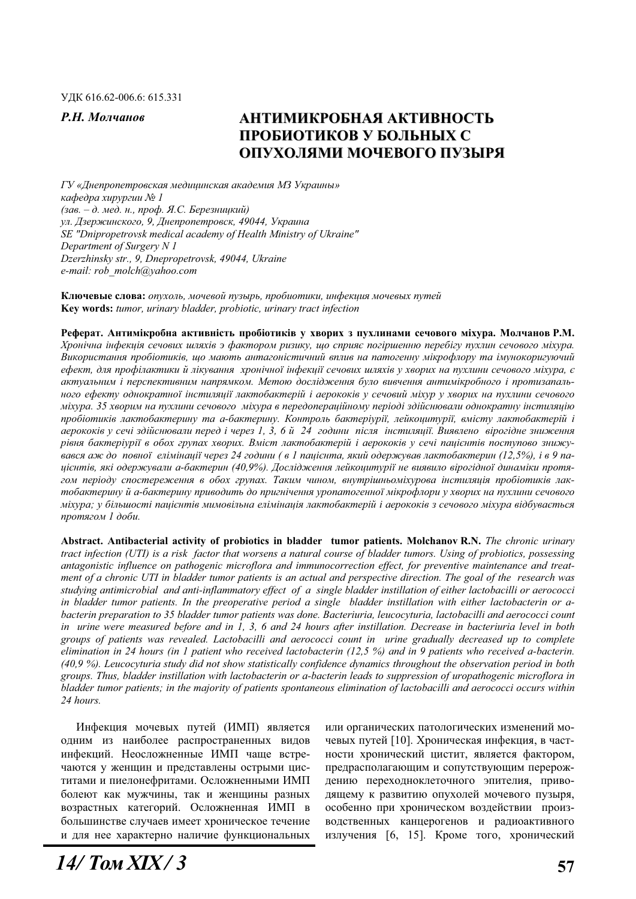УДК 616.62-006.6: 615.331

***Р.Н. Молчанов***

# АНТИМИКРОБНАЯ АКТИВНОСТЬ ПРОБИОТИКОВ У БОЛЬНЫХ С ОПУХОЛЯМИ МОЧЕВОГО ПУЗЫРЯ

*ГУ «Днепропетровская медицинская академия МЗ Украины»*
*кафедра хирургии № 1*
*(зав. – д. мед. н., проф. Я.С. Березницкий)*
*ул. Дзержинского, 9, Днепропетровск, 49044, Украина*
*SE "Dnipropetrovsk medical academy of Health Ministry of Ukraine"*
*Department of Surgery N 1*
*Dzerzhinsky str., 9, Dnepropetrovsk, 49044, Ukraine*
*e-mail: rob_molch@yahoo.com*

**Ключевые слова:** *опухоль, мочевой пузырь, пробиотики, инфекция мочевых путей*
**Key words:** *tumor, urinary bladder, probiotic, urinary tract infection*

**Реферат. Антимікробна активність пробіотиків у хворих з пухлинами сечового міхура. Молчанов Р.М.** *Хронічна інфекція сечових шляхів э фактором ризику, що сприяє погіршенню перебігу пухлин сечового міхура. Використання пробіотиків, що мають антагоністичний вплив на патогенну мікрофлору та імунокоригуючий ефект, для профілактики й лікування хронічної інфекції сечових шляхів у хворих на пухлини сечового міхура, є актуальним і перспективним напрямком. Метою дослідження було вивчення антимікробного і протизапального ефекту однократної інстиляції лактобактерій і аерококів у сечовий міхур у хворих на пухлини сечового міхура. 35 хворим на пухлини сечового міхура в передопераційному періоді здійснювали однократну інстиляцію пробіотиків лактобактерину та а-бактерину. Контроль бактеріурії, лейкоцитурії, вмісту лактобактерій і аерококів у сечі здійснювали перед і через 1, 3, 6 й 24 години після інстиляції. Виявлено вірогідне зниження рівня бактеріурії в обох групах хворих. Вміст лактобактерій і аерококів у сечі пацієнтів поступово знижувався аж до повної елімінації через 24 години ( в 1 пацієнта, який одержував лактобактерин (12,5%), і в 9 пацієнтів, які одержували а-бактерин (40,9%). Дослідження лейкоцитурії не виявило вірогідної динаміки протягом періоду спостереження в обох групах. Таким чином, внутрішньоміхурова інстиляція пробіотиків лактобактерину й а-бактерину приводить до пригнічення уропатогенної мікрофлори у хворих на пухлини сечового міхура; у більшості пацієнтів мимовільна елімінація лактобактерій і аерококів з сечового міхура відбувається протягом 1 доби.*

**Abstract. Antibacterial activity of probiotics in bladder tumor patients. Molchanov R.N.** *The chronic urinary tract infection (UTI) is a risk factor that worsens a natural course of bladder tumors. Using of probiotics, possessing antagonistic influence on pathogenic microflora and immunocorrection effect, for preventive maintenance and treatment of a chronic UTI in bladder tumor patients is an actual and perspective direction. The goal of the research was studying antimicrobial and anti-inflammatory effect of a single bladder instillation of either lactobacilli or aerococci in bladder tumor patients. In the preoperative period a single bladder instillation with either lactobacterin or a-bacterin preparation to 35 bladder tumor patients was done. Bacteriuria, leucocyturia, lactobacilli and aerococci count in urine were measured before and in 1, 3, 6 and 24 hours after instillation. Decrease in bacteriuria level in both groups of patients was revealed. Lactobacilli and aerococci count in urine gradually decreased up to complete elimination in 24 hours (in 1 patient who received lactobacterin (12,5 %) and in 9 patients who received a-bacterin. (40,9 %). Leucocyturia study did not show statistically confidence dynamics throughout the observation period in both groups. Thus, bladder instillation with lactobacterin or a-bacterin leads to suppression of uropathogenic microflora in bladder tumor patients; in the majority of patients spontaneous elimination of lactobacilli and aerococci occurs within 24 hours.*

Инфекция мочевых путей (ИМП) является одним из наиболее распространенных видов инфекций. Неосложненные ИМП чаще встречаются у женщин и представлены острыми циститами и пиелонефритами. Осложненными ИМП болеют как мужчины, так и женщины разных возрастных категорий. Осложненная ИМП в большинстве случаев имеет хроническое течение и для нее характерно наличие функциональных или органических патологических изменений мочевых путей [10]. Хроническая инфекция, в частности хронический цистит, является фактором, предрасполагающим и сопутствующим перерождению переходноклеточного эпителия, приводящему к развитию опухолей мочевого пузыря, особенно при хроническом воздействии производственных канцерогенов и радиоактивного излучения [6, 15]. Кроме того, хронический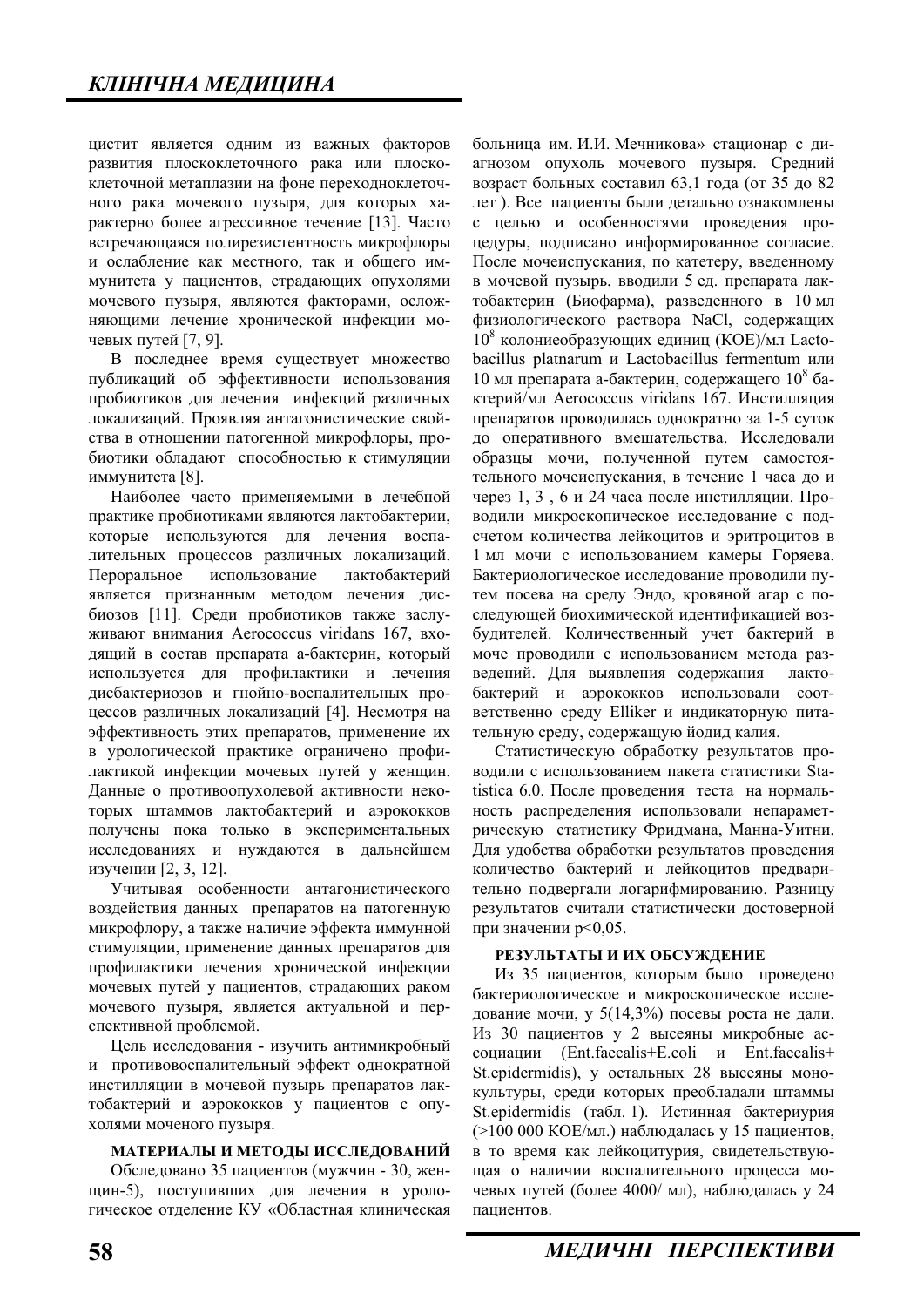цистит является одним из важных факторов развития плоскоклеточного рака или плоскоклеточной метаплазии на фоне переходноклеточного рака мочевого пузыря, для которых характерно более агрессивное течение [13]. Часто встречающаяся полирезистентность микрофлоры и ослабление как местного, так и общего иммунитета у пациентов, страдающих опухолями мочевого пузыря, являются факторами, осложняющими лечение хронической инфекции мочевых путей [7, 9].

В последнее время существует множество публикаций об эффективности использования пробиотиков для лечения инфекций различных локализаций. Проявляя антагонистические свойства в отношении патогенной микрофлоры, пробиотики обладают способностью к стимуляции иммунитета [8].

Наиболее часто применяемыми в лечебной практике пробиотиками являются лактобактерии, которые используются для лечения воспалительных процессов различных локализаций. Пероральное использование лактобактерий является признанным методом лечения дисбиозов [11]. Среди пробиотиков также заслуживают внимания Aerococcus viridans 167, входящий в состав препарата а-бактерин, который используется для профилактики и лечения дисбактериозов и гнойно-воспалительных процессов различных локализаций [4]. Несмотря на эффективность этих препаратов, применение их в урологической практике ограничено профилактикой инфекции мочевых путей у женщин. Данные о противоопухолевой активности некоторых штаммов лактобактерий и аэрококков получены пока только в экспериментальных исследованиях и нуждаются в дальнейшем изучении [2, 3, 12].

Учитывая особенности антагонистического воздействия данных препаратов на патогенную микрофлору, а также наличие эффекта иммунной стимуляции, применение данных препаратов для профилактики лечения хронической инфекции мочевых путей у пациентов, страдающих раком мочевого пузыря, является актуальной и перспективной проблемой.

Цель исследования **-** изучить антимикробный и противовоспалительный эффект однократной инстилляции в мочевой пузырь препаратов лактобактерий и аэрококков у пациентов с опухолями моченого пузыря.

**МАТЕРИАЛЫ И МЕТОДЫ ИССЛЕДОВАНИЙ**

Обследовано 35 пациентов (мужчин - 30, женщин-5), поступивших для лечения в урологическое отделение КУ «Областная клиническая больница им. И.И. Мечникова» стационар с диагнозом опухоль мочевого пузыря. Средний возраст больных составил 63,1 года (от 35 до 82 лет ). Все пациенты были детально ознакомлены с целью и особенностями проведения процедуры, подписано информированное согласие. После мочеиспускания, по катетеру, введенному в мочевой пузырь, вводили 5 ед. препарата лактобактерин (Биофарма), разведенного в 10 мл физиологического раствора NaCl, содержащих $10^8$ колониеобразующих единиц (КОЕ)/мл Lactobacillus platnarum и Lactobacillus fermentum или 10 мл препарата а-бактерин, содержащего $10^8$ бактерий/мл Aerococcus viridans 167. Инстилляция препаратов проводилась однократно за 1-5 суток до оперативного вмешательства. Исследовали образцы мочи, полученной путем самостоятельного мочеиспускания, в течение 1 часа до и через 1, 3 , 6 и 24 часа после инстилляции. Проводили микроскопическое исследование с подсчетом количества лейкоцитов и эритроцитов в 1 мл мочи с использованием камеры Горяева. Бактериологическое исследование проводили путем посева на среду Эндо, кровяной агар с последующей биохимической идентификацией возбудителей. Количественный учет бактерий в моче проводили с использованием метода разведений. Для выявления содержания лактобактерий и аэрококков использовали соответственно среду Elliker и индикаторную питательную среду, содержащую йодид калия.

Статистическую обработку результатов проводили с использованием пакета статистики Statistica 6.0. После проведения теста на нормальность распределения использовали непараметрическую статистику Фридмана, Манна-Уитни. Для удобства обработки результатов проведения количество бактерий и лейкоцитов предварительно подвергали логарифмированию. Разницу результатов считали статистически достоверной при значении $p<0,05$.

**РЕЗУЛЬТАТЫ И ИХ ОБСУЖДЕНИЕ**

Из 35 пациентов, которым было проведено бактериологическое и микроскопическое исследование мочи, у 5(14,3%) посевы роста не дали. Из 30 пациентов у 2 высеяны микробные ассоциации (Ent.faecalis+E.coli и Ent.faecalis+ St.epidermidis), у остальных 28 высеяны монокультуры, среди которых преобладали штаммы St.epidermidis (табл. 1). Истинная бактериурия (>100 000 КОЕ/мл.) наблюдалась у 15 пациентов, в то время как лейкоцитурия, свидетельствующая о наличии воспалительного процесса мочевых путей (более 4000/ мл), наблюдалась у 24 пациентов.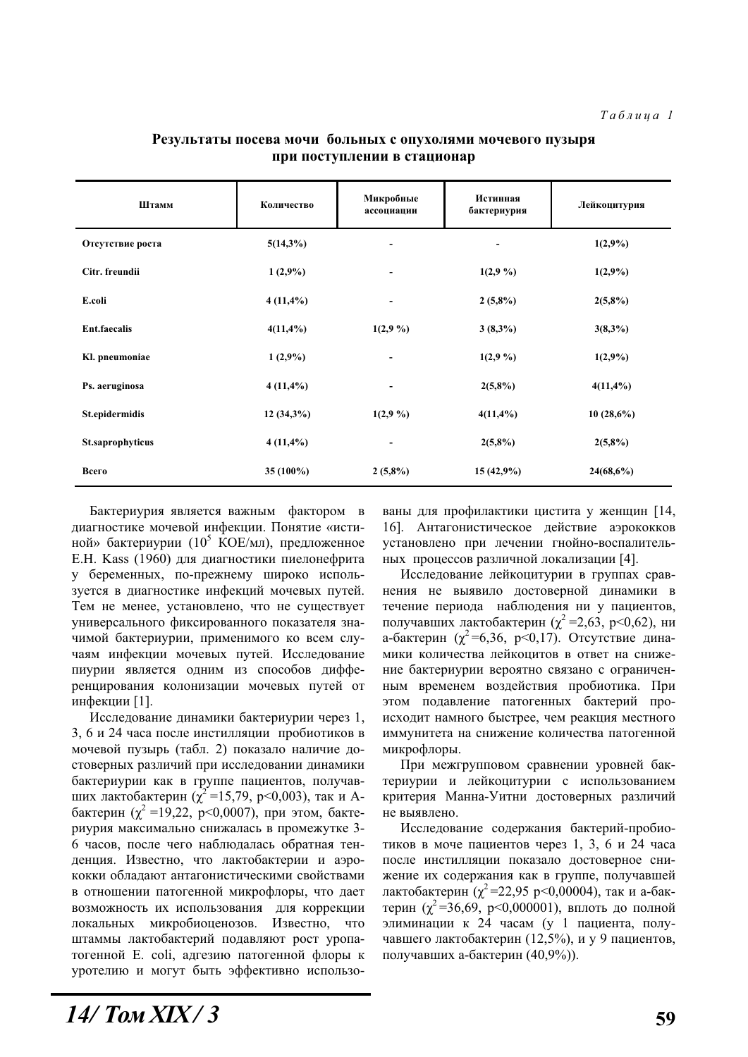*Таблица 1*

**Результаты посева мочи больных с опухолями мочевого пузыря при поступлении в стационар**

| Штамм | Количество | Микробные ассоциации | Истинная бактериурия | Лейкоцитурия |
|---|---|---|---|---|
| Отсутствие роста | 5(14,3%) | - | - | 1(2,9%) |
| Citr. freundii | 1 (2,9%) | - | 1(2,9 %) | 1(2,9%) |
| E.coli | 4 (11,4%) | - | 2 (5,8%) | 2(5,8%) |
| Ent.faecalis | 4(11,4%) | 1(2,9 %) | 3 (8,3%) | 3(8,3%) |
| Kl. pneumoniae | 1 (2,9%) | - | 1(2,9 %) | 1(2,9%) |
| Ps. aeruginosa | 4 (11,4%) | - | 2(5,8%) | 4(11,4%) |
| St.epidermidis | 12 (34,3%) | 1(2,9 %) | 4(11,4%) | 10 (28,6%) |
| St.saprophyticus | 4 (11,4%) | - | 2(5,8%) | 2(5,8%) |
| Всего | 35 (100%) | 2 (5,8%) | 15 (42,9%) | 24(68,6%) |

Бактериурия является важным фактором в диагностике мочевой инфекции. Понятие «истиной» бактериурии ($10^5$ КОЕ/мл), предложенное E.H. Kass (1960) для диагностики пиелонефрита у беременных, по-прежнему широко используется в диагностике инфекций мочевых путей. Тем не менее, установлено, что не существует универсального фиксированного показателя значимой бактериурии, применимого ко всем случаям инфекции мочевых путей. Исследование пиурии является одним из способов дифференцирования колонизации мочевых путей от инфекции [1].

Исследование динамики бактериурии через 1, 3, 6 и 24 часа после инстилляции пробиотиков в мочевой пузырь (табл. 2) показало наличие достоверных различий при исследовании динамики бактериурии как в группе пациентов, получавших лактобактерин ($\chi^2$ =15,79, p<0,003), так и А-бактерин ($\chi^2$ =19,22, p<0,0007), при этом, бактериурия максимально снижалась в промежутке 3-6 часов, после чего наблюдалась обратная тенденция. Известно, что лактобактерии и аэрококки обладают антагонистическими свойствами в отношении патогенной микрофлоры, что дает возможность их использования для коррекции локальных микробиоценозов. Известно, что штаммы лактобактерий подавляют рост уропатогенной E. coli, адгезию патогенной флоры к уротелию и могут быть эффективно использованы для профилактики цистита у женщин [14, 16]. Антагонистическое действие аэрококков установлено при лечении гнойно-воспалительных процессов различной локализации [4].

Исследование лейкоцитурии в группах сравнения не выявило достоверной динамики в течение периода наблюдения ни у пациентов, получавших лактобактерин ($\chi^2$ =2,63, p<0,62), ни а-бактерин ($\chi^2$ =6,36, p<0,17). Отсутствие динамики количества лейкоцитов в ответ на снижение бактериурии вероятно связано с ограниченным временем воздействия пробиотика. При этом подавление патогенных бактерий происходит намного быстрее, чем реакция местного иммунитета на снижение количества патогенной микрофлоры.

При межгрупповом сравнении уровней бактериурии и лейкоцитурии с использованием критерия Манна-Уитни достоверных различий не выявлено.

Исследование содержания бактерий-пробиотиков в моче пациентов через 1, 3, 6 и 24 часа после инстилляции показало достоверное снижение их содержания как в группе, получавшей лактобактерин ($\chi^2$ =22,95 p<0,00004), так и а-бактерин ($\chi^2$ =36,69, p<0,000001), вплоть до полной элиминации к 24 часам (у 1 пациента, получавшего лактобактерин (12,5%), и у 9 пациентов, получавших а-бактерин (40,9%)).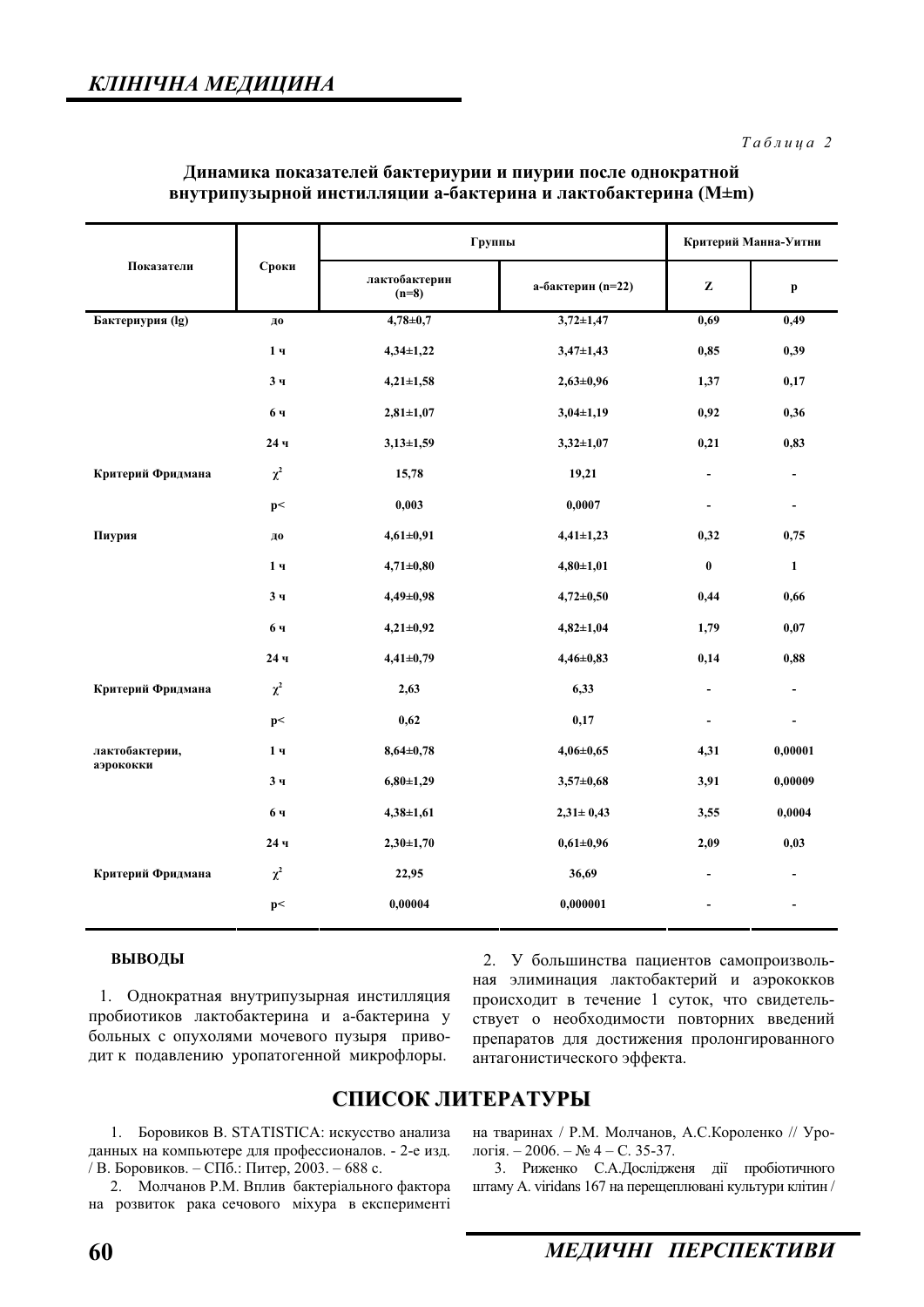*Таблица 2*

**Динамика показателей бактериурии и пиурии после однократной внутрипузырной инстилляции а-бактерина и лактобактерина (M±m)**

| Показатели | Сроки | Группы | | Критерий Манна-Уитни | |
|---|---|---|---|---|---|
| | | лактобактерин (n=8) | а-бактерин (n=22) | Z | p |
| Бактериурия (lg) | до | 4,78±0,7 | 3,72±1,47 | 0,69 | 0,49 |
| | 1 ч | 4,34±1,22 | 3,47±1,43 | 0,85 | 0,39 |
| | 3 ч | 4,21±1,58 | 2,63±0,96 | 1,37 | 0,17 |
| | 6 ч | 2,81±1,07 | 3,04±1,19 | 0,92 | 0,36 |
| | 24 ч | 3,13±1,59 | 3,32±1,07 | 0,21 | 0,83 |
| Критерий Фридмана | $\chi^2$ | 15,78 | 19,21 | - | - |
| | p< | 0,003 | 0,0007 | - | - |
| Пиурия | до | 4,61±0,91 | 4,41±1,23 | 0,32 | 0,75 |
| | 1 ч | 4,71±0,80 | 4,80±1,01 | 0 | 1 |
| | 3 ч | 4,49±0,98 | 4,72±0,50 | 0,44 | 0,66 |
| | 6 ч | 4,21±0,92 | 4,82±1,04 | 1,79 | 0,07 |
| | 24 ч | 4,41±0,79 | 4,46±0,83 | 0,14 | 0,88 |
| Критерий Фридмана | $\chi^2$ | 2,63 | 6,33 | - | - |
| | p< | 0,62 | 0,17 | - | - |
| лактобактерии, аэрококки | 1 ч | 8,64±0,78 | 4,06±0,65 | 4,31 | 0,00001 |
| | 3 ч | 6,80±1,29 | 3,57±0,68 | 3,91 | 0,00009 |
| | 6 ч | 4,38±1,61 | 2,31± 0,43 | 3,55 | 0,0004 |
| | 24 ч | 2,30±1,70 | 0,61±0,96 | 2,09 | 0,03 |
| Критерий Фридмана | $\chi^2$ | 22,95 | 36,69 | - | - |
| | p< | 0,00004 | 0,000001 | - | - |

## ВЫВОДЫ

1. Однократная внутрипузырная инстилляция пробиотиков лактобактерина и а-бактерина у больных с опухолями мочевого пузыря приводит к подавлению уропатогенной микрофлоры.

2. У большинства пациентов самопроизвольная элиминация лактобактерий и аэрококков происходит в течение 1 суток, что свидетельствует о необходимости повторних введений препаратов для достижения пролонгированного антагонистического эффекта.

## СПИСОК ЛИТЕРАТУРЫ

1. Боровиков В. STATISTICA: искусство анализа данных на компьютере для профессионалов. - 2-е изд. / В. Боровиков. – СПб.: Питер, 2003. – 688 с.
2. Молчанов Р.М. Вплив бактеріального фактора на розвиток рака сечового міхура в експерименті на тваринах / Р.М. Молчанов, А.С.Короленко // Урологія. – 2006. – № 4 – С. 35-37.
3. Риженко С.А.Досліджeня дії пробіотичного штаму A. viridans 167 на перещеплювані культури клітин /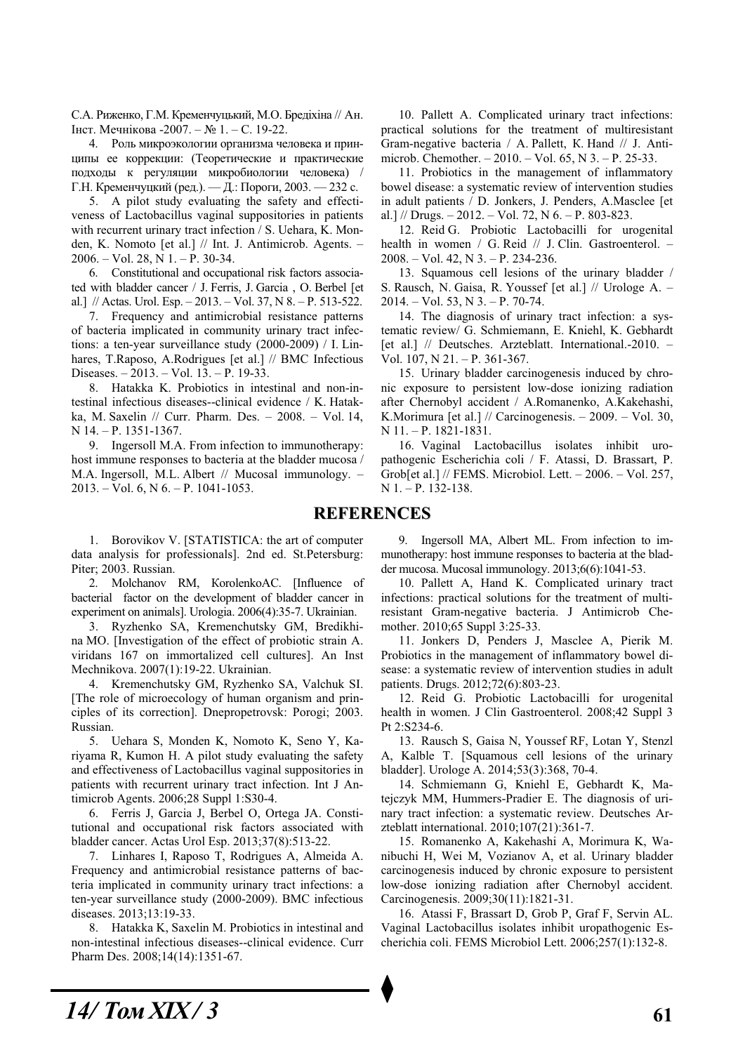С.А. Риженко, Г.М. Кременчуцький, М.О. Бредіхіна // Ан. Інст. Мечнікова -2007. – № 1. – С. 19-22.

4. Роль микроэкологии организма человека и принципы ее коррекции: (Теоретические и практические подходы к регуляции микробиологии человека) / Г.Н. Кременчуцкий (ред.). — Д.: Пороги, 2003. — 232 с.

5. A pilot study evaluating the safety and effectiveness of Lactobacillus vaginal suppositories in patients with recurrent urinary tract infection / S. Uehara, K. Monden, K. Nomoto [et al.] // Int. J. Antimicrob. Agents. – 2006. – Vol. 28, N 1. – P. 30-34.

6. Constitutional and occupational risk factors associated with bladder cancer / J. Ferris, J. Garcia , O. Berbel [et al.] // Actas. Urol. Esp. – 2013. – Vol. 37, N 8. – P. 513-522.

7. Frequency and antimicrobial resistance patterns of bacteria implicated in community urinary tract infections: a ten-year surveillance study (2000-2009) / I. Linhares, T.Raposo, A.Rodrigues [et al.] // BMC Infectious Diseases. – 2013. – Vol. 13. – P. 19-33.

8. Hatakka K. Probiotics in intestinal and non-intestinal infectious diseases--clinical evidence / K. Hatakka, M. Saxelin // Curr. Pharm. Des. – 2008. – Vol. 14, N 14. – P. 1351-1367.

9. Ingersoll M.A. From infection to immunotherapy: host immune responses to bacteria at the bladder mucosa / M.A. Ingersoll, M.L. Albert // Mucosal immunology. – 2013. – Vol. 6, N 6. – P. 1041-1053.

10. Pallett A. Complicated urinary tract infections: practical solutions for the treatment of multiresistant Gram-negative bacteria / A. Pallett, K. Hand // J. Antimicrob. Chemother. – 2010. – Vol. 65, N 3. – P. 25-33.

11. Probiotics in the management of inflammatory bowel disease: a systematic review of intervention studies in adult patients / D. Jonkers, J. Penders, A.Masclee [et al.] // Drugs. – 2012. – Vol. 72, N 6. – P. 803-823.

12. Reid G. Probiotic Lactobacilli for urogenital health in women / G. Reid // J. Clin. Gastroenterol. – 2008. – Vol. 42, N 3. – P. 234-236.

13. Squamous cell lesions of the urinary bladder / S. Rausch, N. Gaisa, R. Youssef [et al.] // Urologe A. – 2014. – Vol. 53, N 3. – P. 70-74.

14. The diagnosis of urinary tract infection: a systematic review/ G. Schmiemann, E. Kniehl, K. Gebhardt [et al.] // Deutsches. Arzteblatt. International.-2010. – Vol. 107, N 21. – P. 361-367.

15. Urinary bladder carcinogenesis induced by chronic exposure to persistent low-dose ionizing radiation after Chernobyl accident / A.Romanenko, A.Kakehashi, K.Morimura [et al.] // Carcinogenesis. – 2009. – Vol. 30, N 11. – P. 1821-1831.

16. Vaginal Lactobacillus isolates inhibit uropathogenic Escherichia coli / F. Atassi, D. Brassart, P. Grob[et al.] // FEMS. Microbiol. Lett. – 2006. – Vol. 257, N 1. – P. 132-138.

## REFERENCES

1. Borovikov V. [STATISTICA: the art of computer data analysis for professionals]. 2nd ed. St.Petersburg: Piter; 2003. Russian.

2. Molchanov RM, KorolenkoAC. [Influence of bacterial factor on the development of bladder cancer in experiment on animals]. Urologia. 2006(4):35-7. Ukrainian.

3. Ryzhenko SA, Kremenchutsky GM, Bredikhina MO. [Investigation of the effect of probiotic strain A. viridans 167 on immortalized cell cultures]. An Inst Mechnikova. 2007(1):19-22. Ukrainian.

4. Kremenchutsky GM, Ryzhenko SA, Valchuk SI. [The role of microecology of human organism and principles of its correction]. Dnepropetrovsk: Porogi; 2003. Russian.

5. Uehara S, Monden K, Nomoto K, Seno Y, Kariyama R, Kumon H. A pilot study evaluating the safety and effectiveness of Lactobacillus vaginal suppositories in patients with recurrent urinary tract infection. Int J Antimicrob Agents. 2006;28 Suppl 1:S30-4.

6. Ferris J, Garcia J, Berbel O, Ortega JA. Constitutional and occupational risk factors associated with bladder cancer. Actas Urol Esp. 2013;37(8):513-22.

7. Linhares I, Raposo T, Rodrigues A, Almeida A. Frequency and antimicrobial resistance patterns of bacteria implicated in community urinary tract infections: a ten-year surveillance study (2000-2009). BMC infectious diseases. 2013;13:19-33.

8. Hatakka K, Saxelin M. Probiotics in intestinal and non-intestinal infectious diseases--clinical evidence. Curr Pharm Des. 2008;14(14):1351-67.

9. Ingersoll MA, Albert ML. From infection to immunotherapy: host immune responses to bacteria at the bladder mucosa. Mucosal immunology. 2013;6(6):1041-53.

10. Pallett A, Hand K. Complicated urinary tract infections: practical solutions for the treatment of multiresistant Gram-negative bacteria. J Antimicrob Chemother. 2010;65 Suppl 3:25-33.

11. Jonkers D, Penders J, Masclee A, Pierik M. Probiotics in the management of inflammatory bowel disease: a systematic review of intervention studies in adult patients. Drugs. 2012;72(6):803-23.

12. Reid G. Probiotic Lactobacilli for urogenital health in women. J Clin Gastroenterol. 2008;42 Suppl 3 Pt 2:S234-6.

13. Rausch S, Gaisa N, Youssef RF, Lotan Y, Stenzl A, Kalble T. [Squamous cell lesions of the urinary bladder]. Urologe A. 2014;53(3):368, 70-4.

14. Schmiemann G, Kniehl E, Gebhardt K, Matejczyk MM, Hummers-Pradier E. The diagnosis of urinary tract infection: a systematic review. Deutsches Arzteblatt international. 2010;107(21):361-7.

15. Romanenko A, Kakehashi A, Morimura K, Wanibuchi H, Wei M, Vozianov A, et al. Urinary bladder carcinogenesis induced by chronic exposure to persistent low-dose ionizing radiation after Chernobyl accident. Carcinogenesis. 2009;30(11):1821-31.

16. Atassi F, Brassart D, Grob P, Graf F, Servin AL. Vaginal Lactobacillus isolates inhibit uropathogenic Escherichia coli. FEMS Microbiol Lett. 2006;257(1):132-8.